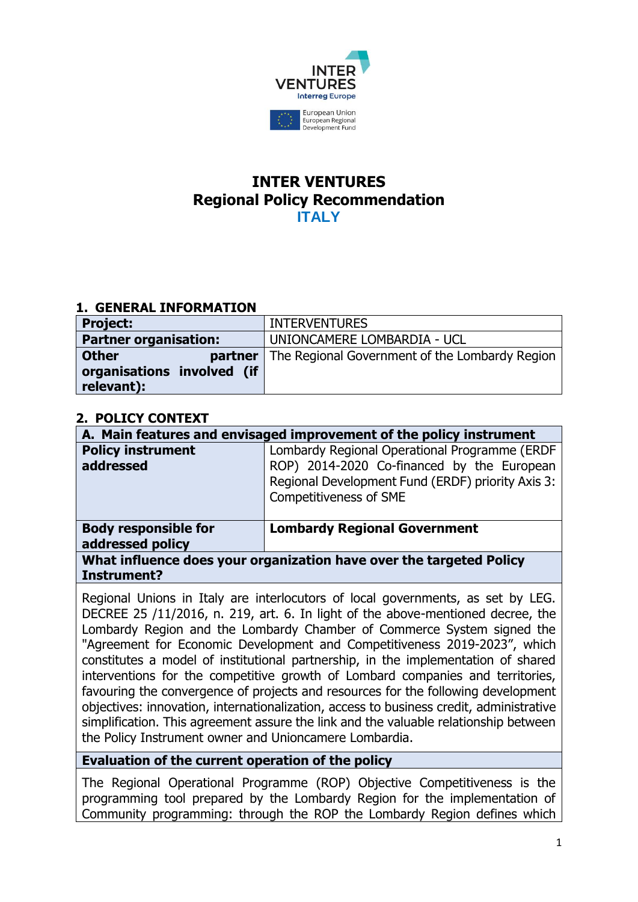# INTER VENTURES
## Regional Policy Recommendation
## ITALY

## 1. GENERAL INFORMATION

| | |
|---|---|
| **Project:** | INTERVENTURES |
| **Partner organisation:** | UNIONCAMERE LOMBARDIA - UCL |
| **Other partner organisations involved (if relevant):** | The Regional Government of the Lombardy Region |

## 2. POLICY CONTEXT

| **A. Main features and envisaged improvement of the policy instrument** | |
|---|---|
| **Policy instrument addressed** | Lombardy Regional Operational Programme (ERDF ROP) 2014-2020 Co-financed by the European Regional Development Fund (ERDF) priority Axis 3: Competitiveness of SME |
| **Body responsible for addressed policy** | **Lombardy Regional Government** |

**What influence does your organization have over the targeted Policy Instrument?**

Regional Unions in Italy are interlocutors of local governments, as set by LEG. DECREE 25 /11/2016, n. 219, art. 6. In light of the above-mentioned decree, the Lombardy Region and the Lombardy Chamber of Commerce System signed the "Agreement for Economic Development and Competitiveness 2019-2023", which constitutes a model of institutional partnership, in the implementation of shared interventions for the competitive growth of Lombard companies and territories, favouring the convergence of projects and resources for the following development objectives: innovation, internationalization, access to business credit, administrative simplification. This agreement assure the link and the valuable relationship between the Policy Instrument owner and Unioncamere Lombardia.

**Evaluation of the current operation of the policy**

The Regional Operational Programme (ROP) Objective Competitiveness is the programming tool prepared by the Lombardy Region for the implementation of Community programming: through the ROP the Lombardy Region defines which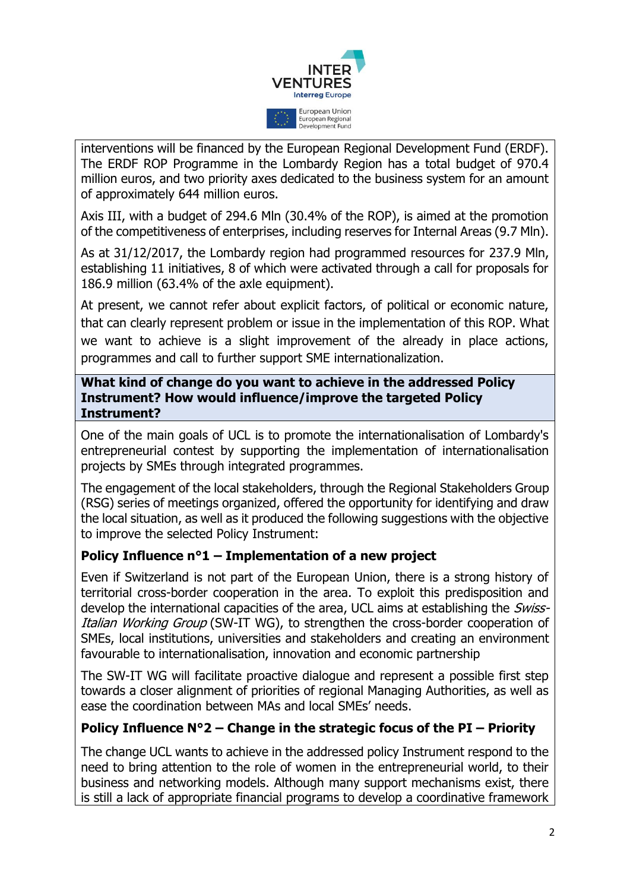interventions will be financed by the European Regional Development Fund (ERDF). The ERDF ROP Programme in the Lombardy Region has a total budget of 970.4 million euros, and two priority axes dedicated to the business system for an amount of approximately 644 million euros.

Axis III, with a budget of 294.6 Mln (30.4% of the ROP), is aimed at the promotion of the competitiveness of enterprises, including reserves for Internal Areas (9.7 Mln).

As at 31/12/2017, the Lombardy region had programmed resources for 237.9 Mln, establishing 11 initiatives, 8 of which were activated through a call for proposals for 186.9 million (63.4% of the axle equipment).

At present, we cannot refer about explicit factors, of political or economic nature, that can clearly represent problem or issue in the implementation of this ROP. What we want to achieve is a slight improvement of the already in place actions, programmes and call to further support SME internationalization.

**What kind of change do you want to achieve in the addressed Policy Instrument? How would influence/improve the targeted Policy Instrument?**

One of the main goals of UCL is to promote the internationalisation of Lombardy's entrepreneurial contest by supporting the implementation of internationalisation projects by SMEs through integrated programmes.

The engagement of the local stakeholders, through the Regional Stakeholders Group (RSG) series of meetings organized, offered the opportunity for identifying and draw the local situation, as well as it produced the following suggestions with the objective to improve the selected Policy Instrument:

### Policy Influence n°1 – Implementation of a new project

Even if Switzerland is not part of the European Union, there is a strong history of territorial cross-border cooperation in the area. To exploit this predisposition and develop the international capacities of the area, UCL aims at establishing the *Swiss-Italian Working Group* (SW-IT WG), to strengthen the cross-border cooperation of SMEs, local institutions, universities and stakeholders and creating an environment favourable to internationalisation, innovation and economic partnership

The SW-IT WG will facilitate proactive dialogue and represent a possible first step towards a closer alignment of priorities of regional Managing Authorities, as well as ease the coordination between MAs and local SMEs' needs.

### Policy Influence N°2 – Change in the strategic focus of the PI – Priority

The change UCL wants to achieve in the addressed policy Instrument respond to the need to bring attention to the role of women in the entrepreneurial world, to their business and networking models. Although many support mechanisms exist, there is still a lack of appropriate financial programs to develop a coordinative framework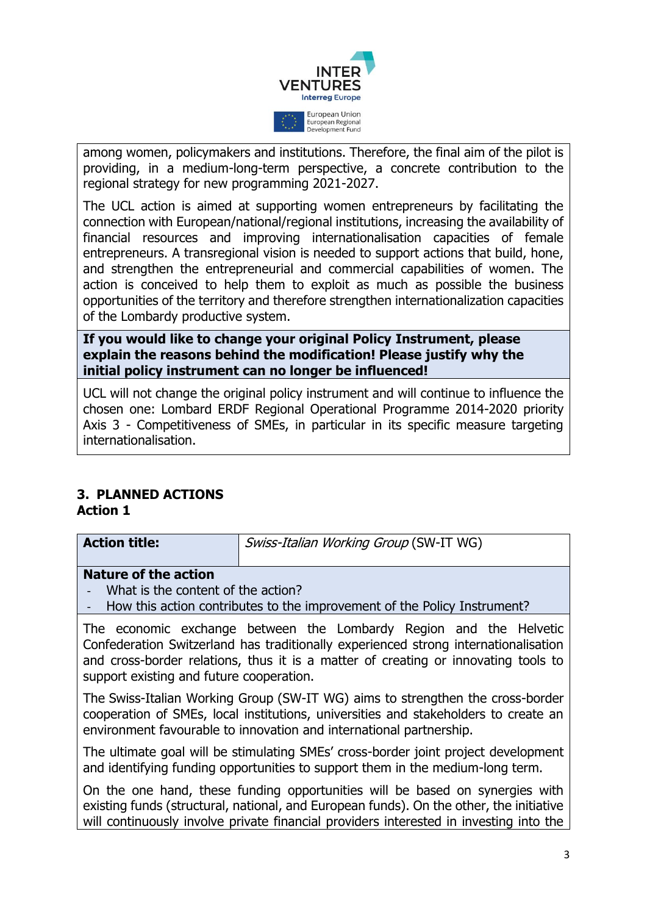among women, policymakers and institutions. Therefore, the final aim of the pilot is providing, in a medium-long-term perspective, a concrete contribution to the regional strategy for new programming 2021-2027.

The UCL action is aimed at supporting women entrepreneurs by facilitating the connection with European/national/regional institutions, increasing the availability of financial resources and improving internationalisation capacities of female entrepreneurs. A transregional vision is needed to support actions that build, hone, and strengthen the entrepreneurial and commercial capabilities of women. The action is conceived to help them to exploit as much as possible the business opportunities of the territory and therefore strengthen internationalization capacities of the Lombardy productive system.

**If you would like to change your original Policy Instrument, please explain the reasons behind the modification! Please justify why the initial policy instrument can no longer be influenced!**

UCL will not change the original policy instrument and will continue to influence the chosen one: Lombard ERDF Regional Operational Programme 2014-2020 priority Axis 3 - Competitiveness of SMEs, in particular in its specific measure targeting internationalisation.

## 3. PLANNED ACTIONS

### Action 1

| **Action title:** | *Swiss-Italian Working Group* (SW-IT WG) |
|---|---|

**Nature of the action**

- What is the content of the action?
- How this action contributes to the improvement of the Policy Instrument?

The economic exchange between the Lombardy Region and the Helvetic Confederation Switzerland has traditionally experienced strong internationalisation and cross-border relations, thus it is a matter of creating or innovating tools to support existing and future cooperation.

The Swiss-Italian Working Group (SW-IT WG) aims to strengthen the cross-border cooperation of SMEs, local institutions, universities and stakeholders to create an environment favourable to innovation and international partnership.

The ultimate goal will be stimulating SMEs' cross-border joint project development and identifying funding opportunities to support them in the medium-long term.

On the one hand, these funding opportunities will be based on synergies with existing funds (structural, national, and European funds). On the other, the initiative will continuously involve private financial providers interested in investing into the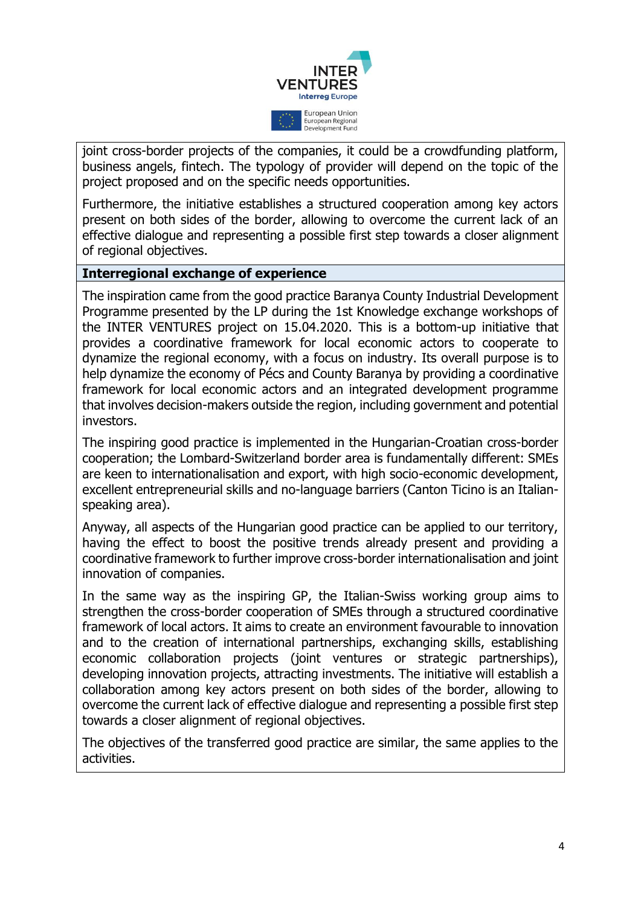joint cross-border projects of the companies, it could be a crowdfunding platform, business angels, fintech. The typology of provider will depend on the topic of the project proposed and on the specific needs opportunities.

Furthermore, the initiative establishes a structured cooperation among key actors present on both sides of the border, allowing to overcome the current lack of an effective dialogue and representing a possible first step towards a closer alignment of regional objectives.

**Interregional exchange of experience**

The inspiration came from the good practice Baranya County Industrial Development Programme presented by the LP during the 1st Knowledge exchange workshops of the INTER VENTURES project on 15.04.2020. This is a bottom-up initiative that provides a coordinative framework for local economic actors to cooperate to dynamize the regional economy, with a focus on industry. Its overall purpose is to help dynamize the economy of Pécs and County Baranya by providing a coordinative framework for local economic actors and an integrated development programme that involves decision-makers outside the region, including government and potential investors.

The inspiring good practice is implemented in the Hungarian-Croatian cross-border cooperation; the Lombard-Switzerland border area is fundamentally different: SMEs are keen to internationalisation and export, with high socio-economic development, excellent entrepreneurial skills and no-language barriers (Canton Ticino is an Italian-speaking area).

Anyway, all aspects of the Hungarian good practice can be applied to our territory, having the effect to boost the positive trends already present and providing a coordinative framework to further improve cross-border internationalisation and joint innovation of companies.

In the same way as the inspiring GP, the Italian-Swiss working group aims to strengthen the cross-border cooperation of SMEs through a structured coordinative framework of local actors. It aims to create an environment favourable to innovation and to the creation of international partnerships, exchanging skills, establishing economic collaboration projects (joint ventures or strategic partnerships), developing innovation projects, attracting investments. The initiative will establish a collaboration among key actors present on both sides of the border, allowing to overcome the current lack of effective dialogue and representing a possible first step towards a closer alignment of regional objectives.

The objectives of the transferred good practice are similar, the same applies to the activities.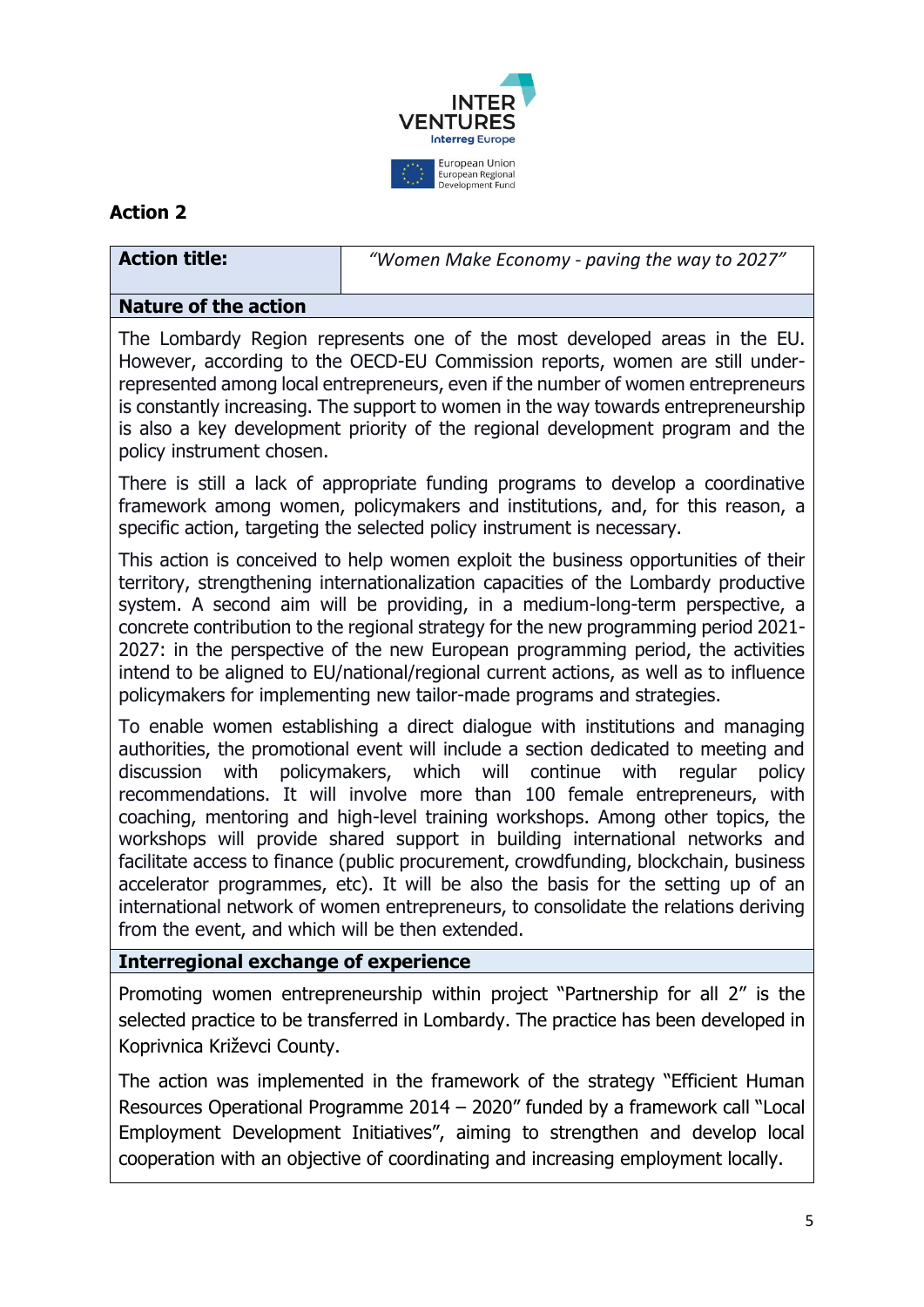## Action 2

| Action title: | *"Women Make Economy - paving the way to 2027"* |
|---|---|

**Nature of the action**

The Lombardy Region represents one of the most developed areas in the EU. However, according to the OECD-EU Commission reports, women are still under-represented among local entrepreneurs, even if the number of women entrepreneurs is constantly increasing. The support to women in the way towards entrepreneurship is also a key development priority of the regional development program and the policy instrument chosen.

There is still a lack of appropriate funding programs to develop a coordinative framework among women, policymakers and institutions, and, for this reason, a specific action, targeting the selected policy instrument is necessary.

This action is conceived to help women exploit the business opportunities of their territory, strengthening internationalization capacities of the Lombardy productive system. A second aim will be providing, in a medium-long-term perspective, a concrete contribution to the regional strategy for the new programming period 2021-2027: in the perspective of the new European programming period, the activities intend to be aligned to EU/national/regional current actions, as well as to influence policymakers for implementing new tailor-made programs and strategies.

To enable women establishing a direct dialogue with institutions and managing authorities, the promotional event will include a section dedicated to meeting and discussion with policymakers, which will continue with regular policy recommendations. It will involve more than 100 female entrepreneurs, with coaching, mentoring and high-level training workshops. Among other topics, the workshops will provide shared support in building international networks and facilitate access to finance (public procurement, crowdfunding, blockchain, business accelerator programmes, etc). It will be also the basis for the setting up of an international network of women entrepreneurs, to consolidate the relations deriving from the event, and which will be then extended.

**Interregional exchange of experience**

Promoting women entrepreneurship within project "Partnership for all 2" is the selected practice to be transferred in Lombardy. The practice has been developed in Koprivnica Križevci County.

The action was implemented in the framework of the strategy "Efficient Human Resources Operational Programme 2014 – 2020" funded by a framework call "Local Employment Development Initiatives", aiming to strengthen and develop local cooperation with an objective of coordinating and increasing employment locally.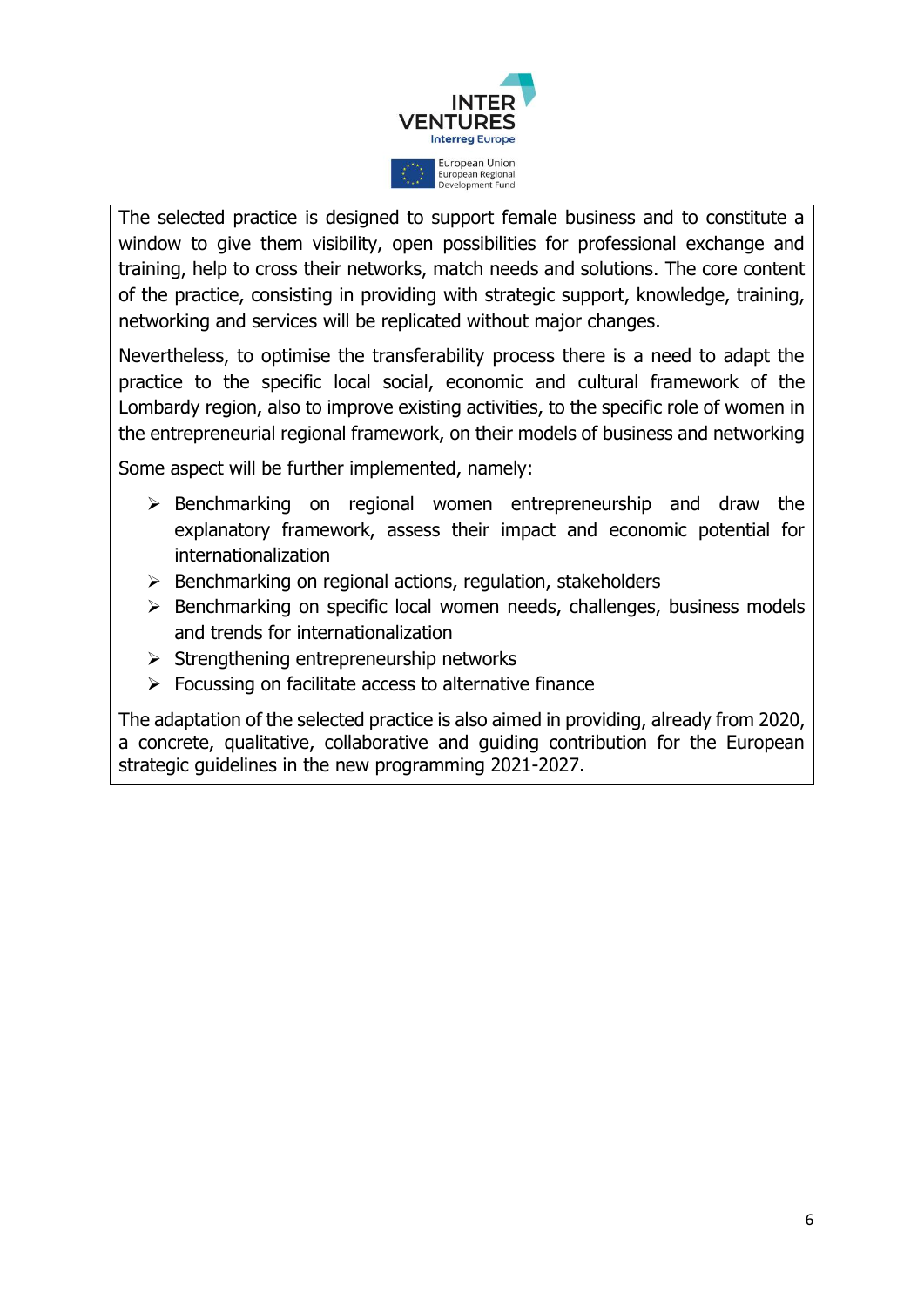The selected practice is designed to support female business and to constitute a window to give them visibility, open possibilities for professional exchange and training, help to cross their networks, match needs and solutions. The core content of the practice, consisting in providing with strategic support, knowledge, training, networking and services will be replicated without major changes.

Nevertheless, to optimise the transferability process there is a need to adapt the practice to the specific local social, economic and cultural framework of the Lombardy region, also to improve existing activities, to the specific role of women in the entrepreneurial regional framework, on their models of business and networking

Some aspect will be further implemented, namely:

- Benchmarking on regional women entrepreneurship and draw the explanatory framework, assess their impact and economic potential for internationalization
- Benchmarking on regional actions, regulation, stakeholders
- Benchmarking on specific local women needs, challenges, business models and trends for internationalization
- Strengthening entrepreneurship networks
- Focussing on facilitate access to alternative finance

The adaptation of the selected practice is also aimed in providing, already from 2020, a concrete, qualitative, collaborative and guiding contribution for the European strategic guidelines in the new programming 2021-2027.